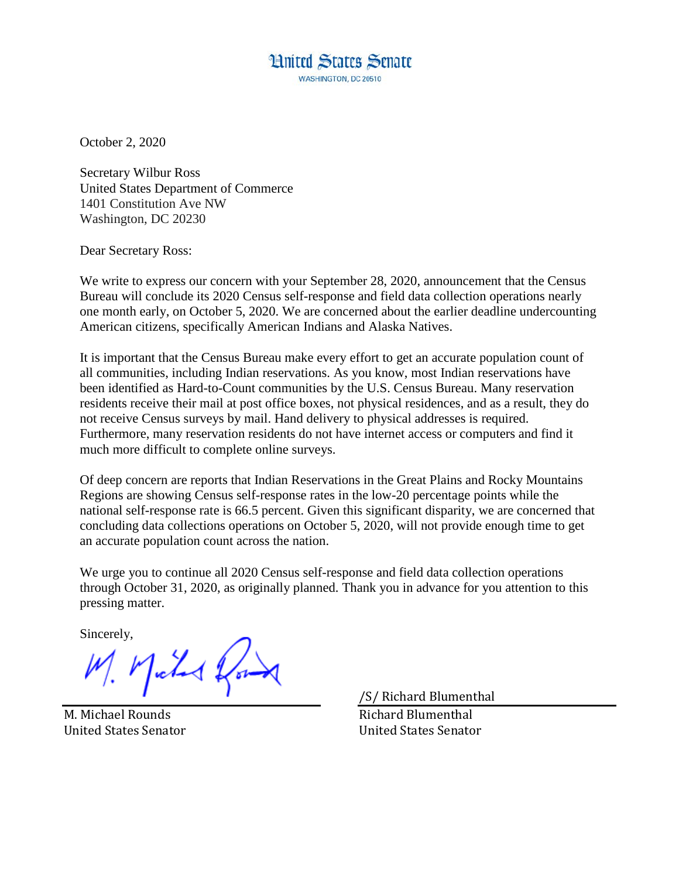United States Senate

WASHINGTON, DC 20510

October 2, 2020

Secretary Wilbur Ross
United States Department of Commerce
1401 Constitution Ave NW
Washington, DC 20230

Dear Secretary Ross:

We write to express our concern with your September 28, 2020, announcement that the Census Bureau will conclude its 2020 Census self-response and field data collection operations nearly one month early, on October 5, 2020. We are concerned about the earlier deadline undercounting American citizens, specifically American Indians and Alaska Natives.

It is important that the Census Bureau make every effort to get an accurate population count of all communities, including Indian reservations. As you know, most Indian reservations have been identified as Hard-to-Count communities by the U.S. Census Bureau. Many reservation residents receive their mail at post office boxes, not physical residences, and as a result, they do not receive Census surveys by mail. Hand delivery to physical addresses is required. Furthermore, many reservation residents do not have internet access or computers and find it much more difficult to complete online surveys.

Of deep concern are reports that Indian Reservations in the Great Plains and Rocky Mountains Regions are showing Census self-response rates in the low-20 percentage points while the national self-response rate is 66.5 percent. Given this significant disparity, we are concerned that concluding data collections operations on October 5, 2020, will not provide enough time to get an accurate population count across the nation.

We urge you to continue all 2020 Census self-response and field data collection operations through October 31, 2020, as originally planned. Thank you in advance for you attention to this pressing matter.

Sincerely,

M. Michael Rounds
United States Senator

/S/ Richard Blumenthal
Richard Blumenthal
United States Senator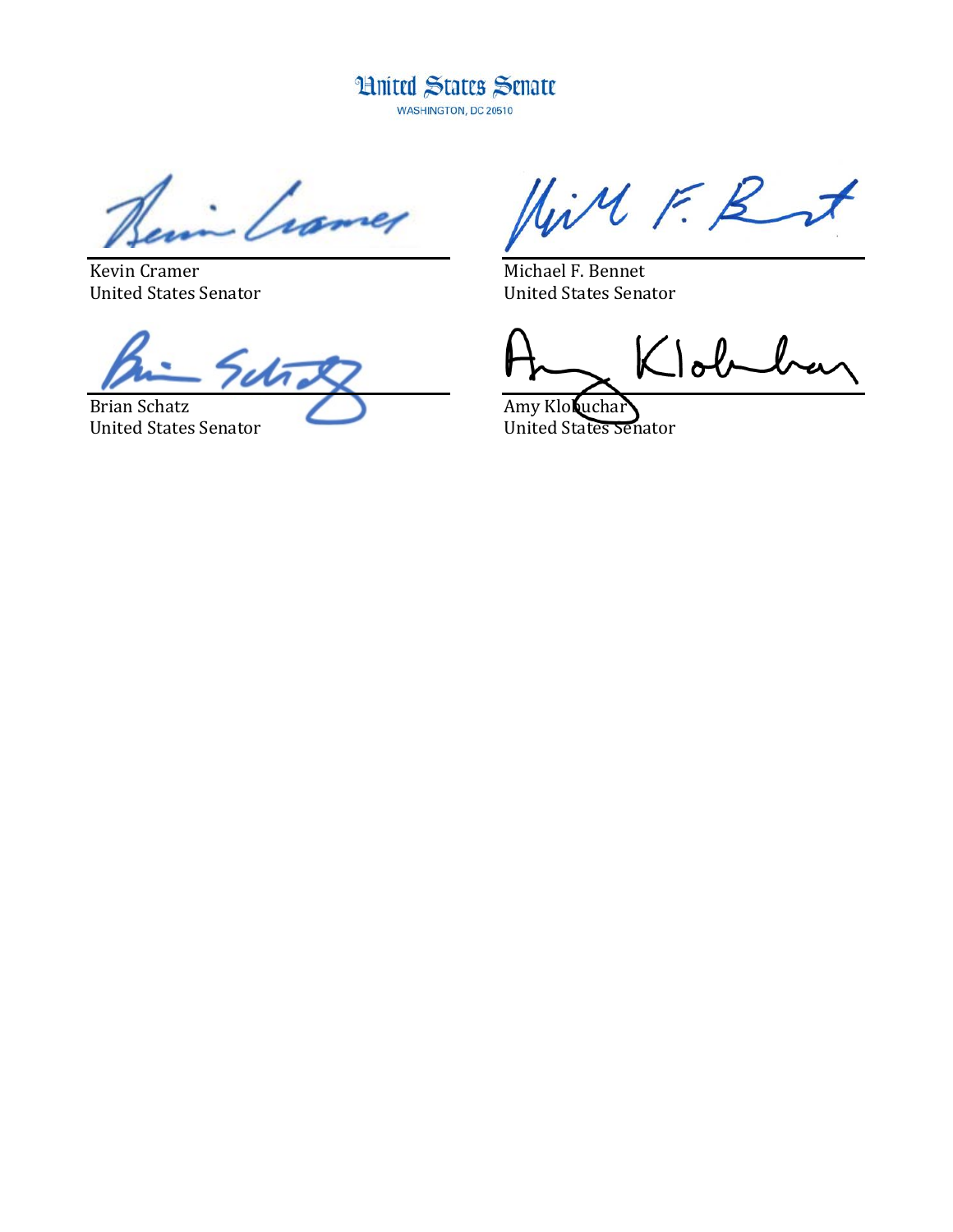United States Senate
WASHINGTON, DC 20510

Kevin Cramer
United States Senator

Michael F. Bennet
United States Senator

Brian Schatz
United States Senator

Amy Klobuchar
United States Senator